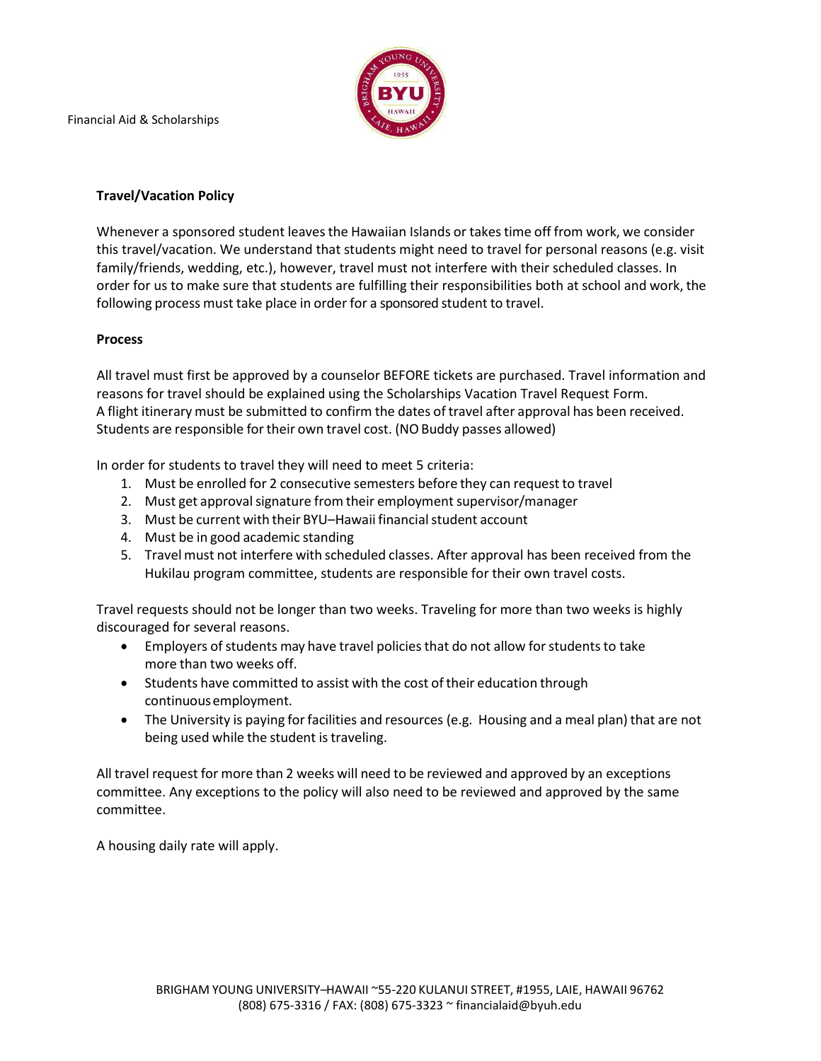Financial Aid & Scholarships

## Travel/Vacation Policy

Whenever a sponsored student leaves the Hawaiian Islands or takes time off from work, we consider this travel/vacation. We understand that students might need to travel for personal reasons (e.g. visit family/friends, wedding, etc.), however, travel must not interfere with their scheduled classes. In order for us to make sure that students are fulfilling their responsibilities both at school and work, the following process must take place in order for a sponsored student to travel.

## Process

All travel must first be approved by a counselor BEFORE tickets are purchased. Travel information and reasons for travel should be explained using the Scholarships Vacation Travel Request Form. A flight itinerary must be submitted to confirm the dates of travel after approval has been received. Students are responsible for their own travel cost. (NO Buddy passes allowed)

In order for students to travel they will need to meet 5 criteria:

1. Must be enrolled for 2 consecutive semesters before they can request to travel
2. Must get approval signature from their employment supervisor/manager
3. Must be current with their BYU–Hawaii financial student account
4. Must be in good academic standing
5. Travel must not interfere with scheduled classes. After approval has been received from the Hukilau program committee, students are responsible for their own travel costs.

Travel requests should not be longer than two weeks. Traveling for more than two weeks is highly discouraged for several reasons.

- Employers of students may have travel policies that do not allow for students to take more than two weeks off.
- Students have committed to assist with the cost of their education through continuous employment.
- The University is paying for facilities and resources (e.g. Housing and a meal plan) that are not being used while the student is traveling.

All travel request for more than 2 weeks will need to be reviewed and approved by an exceptions committee. Any exceptions to the policy will also need to be reviewed and approved by the same committee.

A housing daily rate will apply.

BRIGHAM YOUNG UNIVERSITY–HAWAII ~55-220 KULANUI STREET, #1955, LAIE, HAWAII 96762
(808) 675-3316 / FAX: (808) 675-3323 ~ financialaid@byuh.edu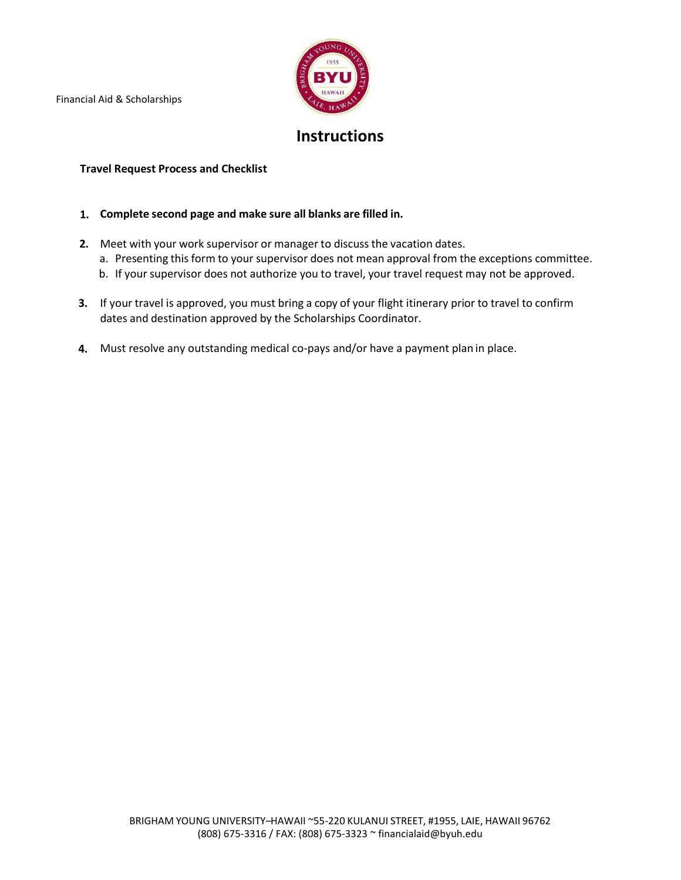Financial Aid & Scholarships

# Instructions

**Travel Request Process and Checklist**

1. **Complete second page and make sure all blanks are filled in.**

2. Meet with your work supervisor or manager to discuss the vacation dates.
   a. Presenting this form to your supervisor does not mean approval from the exceptions committee.
   b. If your supervisor does not authorize you to travel, your travel request may not be approved.

3. If your travel is approved, you must bring a copy of your flight itinerary prior to travel to confirm dates and destination approved by the Scholarships Coordinator.

4. Must resolve any outstanding medical co-pays and/or have a payment plan in place.

BRIGHAM YOUNG UNIVERSITY–HAWAII ~55-220 KULANUI STREET, #1955, LAIE, HAWAII 96762
(808) 675-3316 / FAX: (808) 675-3323 ~ financialaid@byuh.edu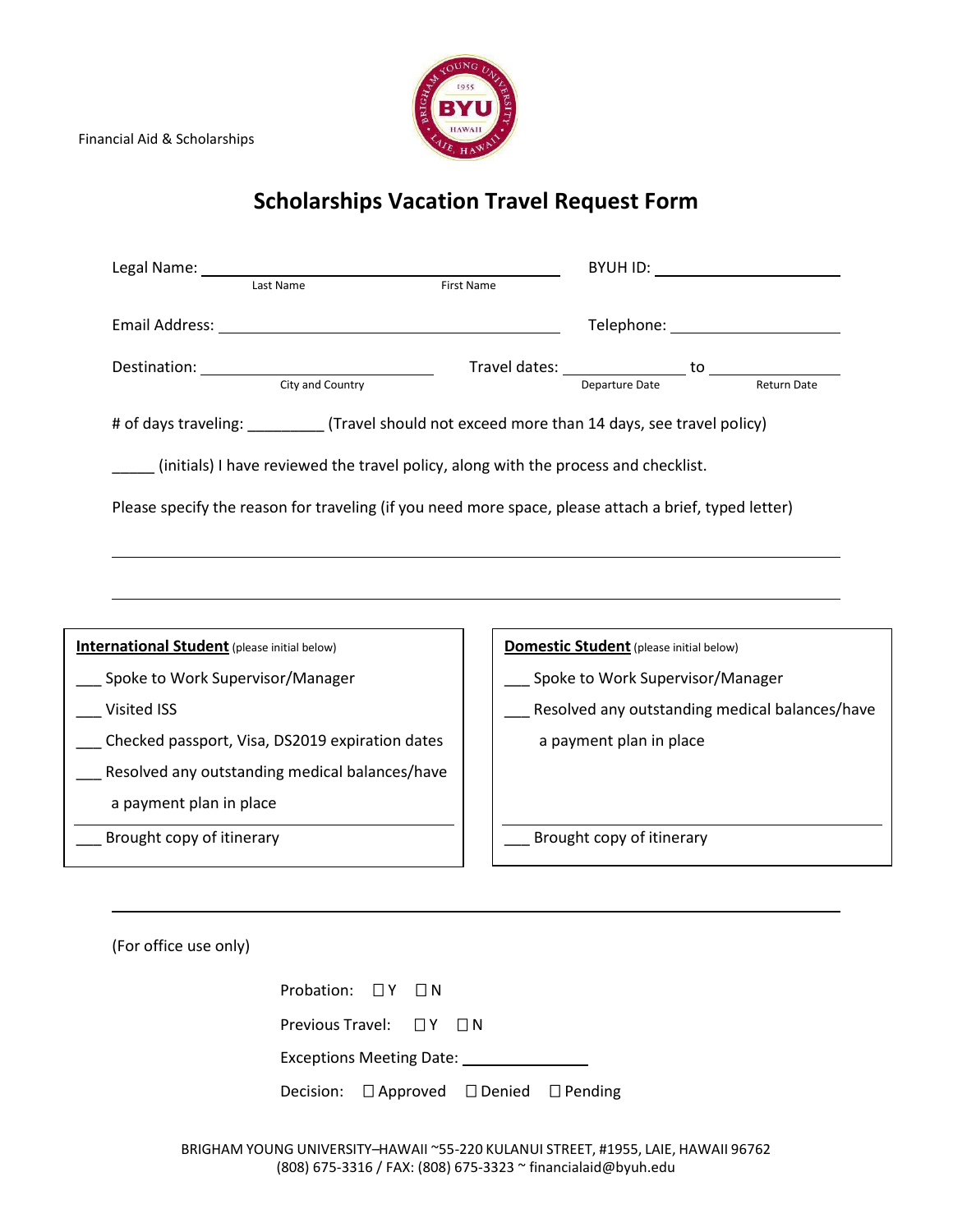Financial Aid & Scholarships

# Scholarships Vacation Travel Request Form

Legal Name: ______________________________ ______________________________ BYUH ID: ____________________
(Last Name) (First Name)

Email Address: ________________________________________ Telephone: ____________________

Destination: ______________________________ Travel dates: ______________ to ______________
(City and Country) (Departure Date) (Return Date)

# of days traveling: _________ (Travel should not exceed more than 14 days, see travel policy)

_____ (initials) I have reviewed the travel policy, along with the process and checklist.

Please specify the reason for traveling (if you need more space, please attach a brief, typed letter)

______________________________________________________________________________

______________________________________________________________________________

**International Student** (please initial below)

___ Spoke to Work Supervisor/Manager

___ Visited ISS

___ Checked passport, Visa, DS2019 expiration dates

___ Resolved any outstanding medical balances/have a payment plan in place

___ Brought copy of itinerary

**Domestic Student** (please initial below)

___ Spoke to Work Supervisor/Manager

___ Resolved any outstanding medical balances/have a payment plan in place

___ Brought copy of itinerary

---

(For office use only)

Probation: ☐ Y ☐ N

Previous Travel: ☐ Y ☐ N

Exceptions Meeting Date: ______________

Decision: ☐ Approved ☐ Denied ☐ Pending

BRIGHAM YOUNG UNIVERSITY–HAWAII ~55-220 KULANUI STREET, #1955, LAIE, HAWAII 96762
(808) 675-3316 / FAX: (808) 675-3323 ~ financialaid@byuh.edu